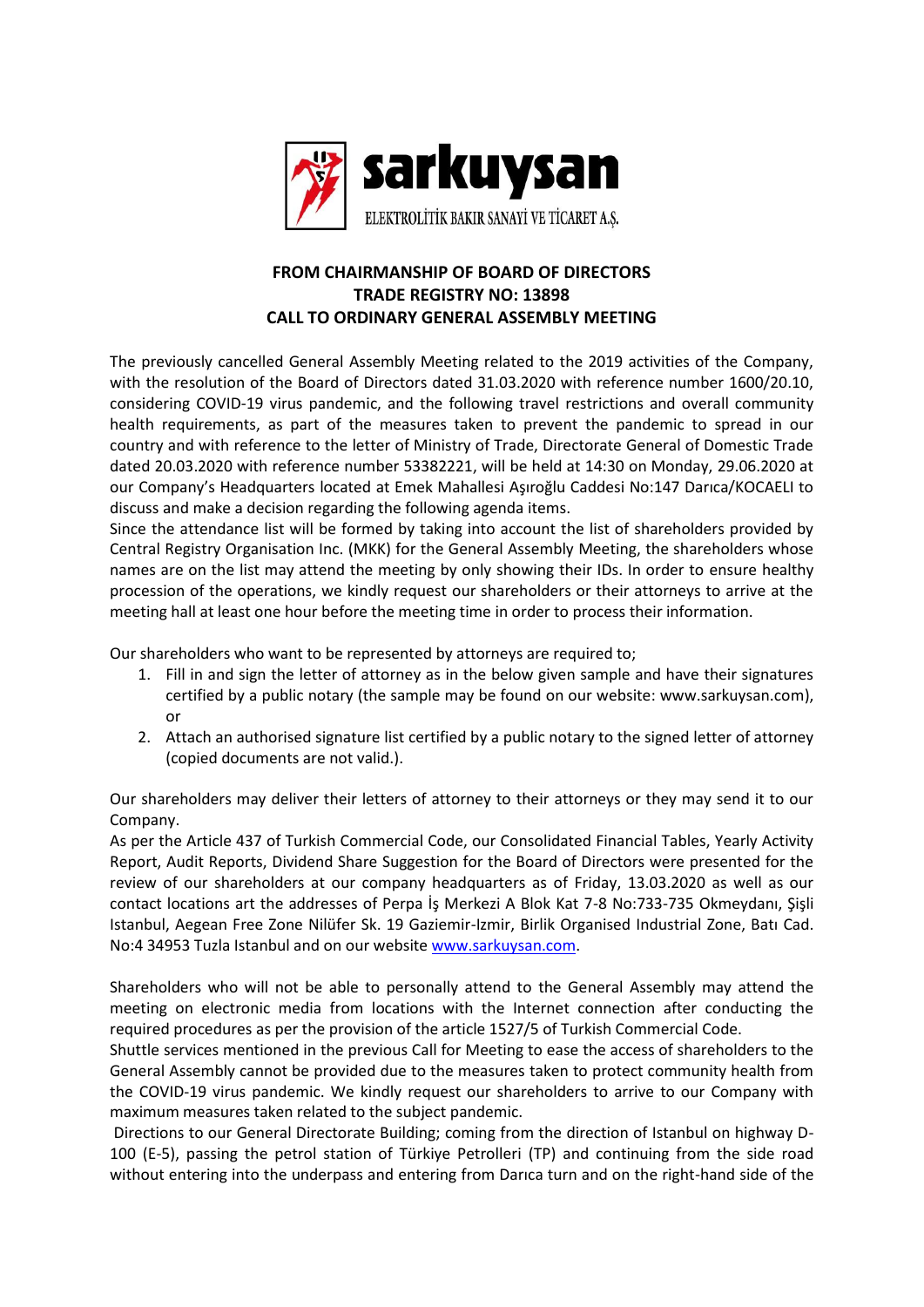**sarkuysan**

ELEKTROLİTİK BAKIR SANAYİ VE TİCARET A.Ş.

## FROM CHAIRMANSHIP OF BOARD OF DIRECTORS
## TRADE REGISTRY NO: 13898
## CALL TO ORDINARY GENERAL ASSEMBLY MEETING

The previously cancelled General Assembly Meeting related to the 2019 activities of the Company, with the resolution of the Board of Directors dated 31.03.2020 with reference number 1600/20.10, considering COVID-19 virus pandemic, and the following travel restrictions and overall community health requirements, as part of the measures taken to prevent the pandemic to spread in our country and with reference to the letter of Ministry of Trade, Directorate General of Domestic Trade dated 20.03.2020 with reference number 53382221, will be held at 14:30 on Monday, 29.06.2020 at our Company's Headquarters located at Emek Mahallesi Aşıroğlu Caddesi No:147 Darıca/KOCAELI to discuss and make a decision regarding the following agenda items.

Since the attendance list will be formed by taking into account the list of shareholders provided by Central Registry Organisation Inc. (MKK) for the General Assembly Meeting, the shareholders whose names are on the list may attend the meeting by only showing their IDs. In order to ensure healthy procession of the operations, we kindly request our shareholders or their attorneys to arrive at the meeting hall at least one hour before the meeting time in order to process their information.

Our shareholders who want to be represented by attorneys are required to;

1. Fill in and sign the letter of attorney as in the below given sample and have their signatures certified by a public notary (the sample may be found on our website: www.sarkuysan.com), or
2. Attach an authorised signature list certified by a public notary to the signed letter of attorney (copied documents are not valid.).

Our shareholders may deliver their letters of attorney to their attorneys or they may send it to our Company.

As per the Article 437 of Turkish Commercial Code, our Consolidated Financial Tables, Yearly Activity Report, Audit Reports, Dividend Share Suggestion for the Board of Directors were presented for the review of our shareholders at our company headquarters as of Friday, 13.03.2020 as well as our contact locations art the addresses of Perpa İş Merkezi A Blok Kat 7-8 No:733-735 Okmeydanı, Şişli Istanbul, Aegean Free Zone Nilüfer Sk. 19 Gaziemir-Izmir, Birlik Organised Industrial Zone, Batı Cad. No:4 34953 Tuzla Istanbul and on our website www.sarkuysan.com.

Shareholders who will not be able to personally attend to the General Assembly may attend the meeting on electronic media from locations with the Internet connection after conducting the required procedures as per the provision of the article 1527/5 of Turkish Commercial Code.

Shuttle services mentioned in the previous Call for Meeting to ease the access of shareholders to the General Assembly cannot be provided due to the measures taken to protect community health from the COVID-19 virus pandemic. We kindly request our shareholders to arrive to our Company with maximum measures taken related to the subject pandemic.

Directions to our General Directorate Building; coming from the direction of Istanbul on highway D-100 (E-5), passing the petrol station of Türkiye Petrolleri (TP) and continuing from the side road without entering into the underpass and entering from Darıca turn and on the right-hand side of the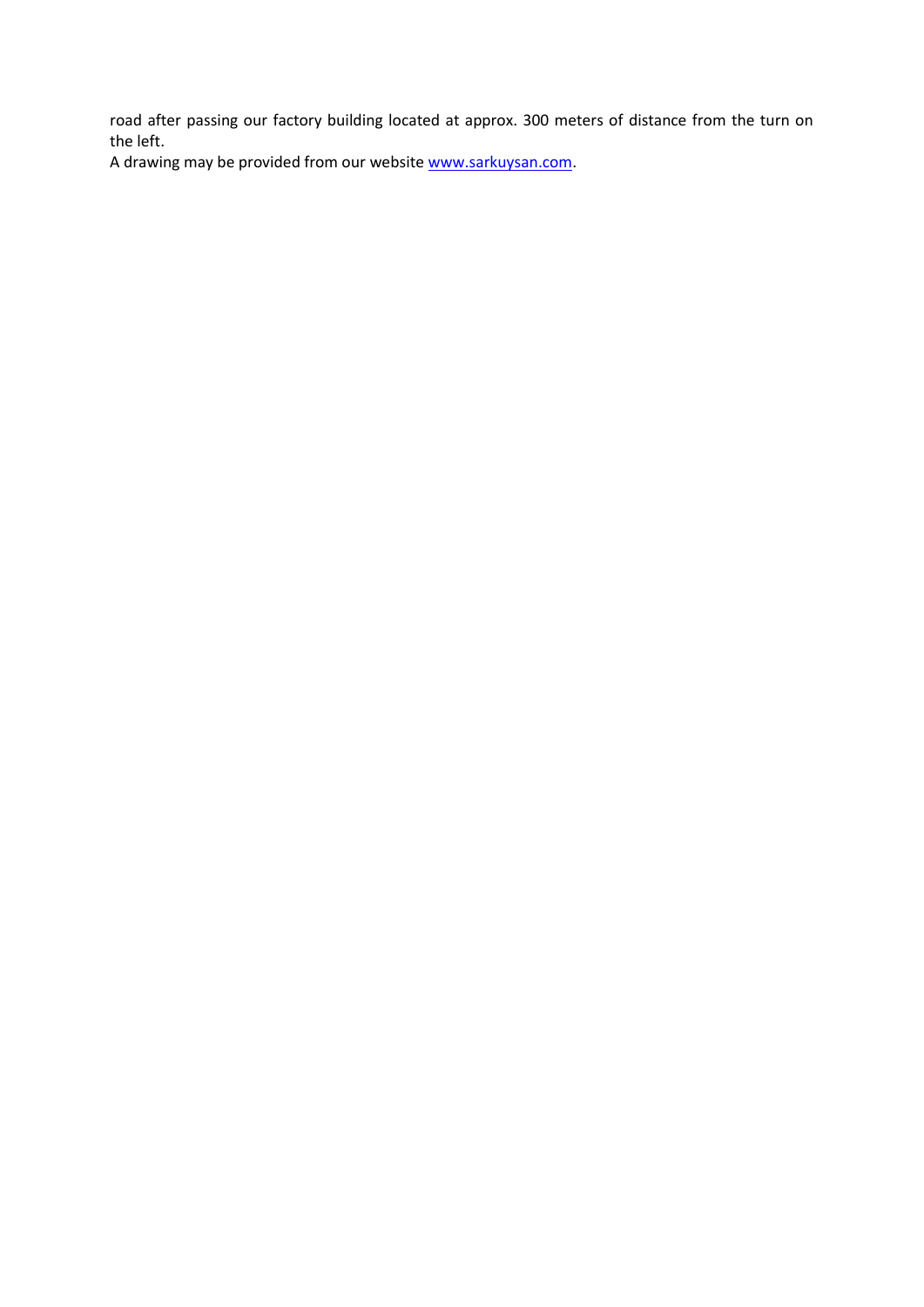road after passing our factory building located at approx. 300 meters of distance from the turn on the left.
A drawing may be provided from our website [www.sarkuysan.com](http://www.sarkuysan.com).